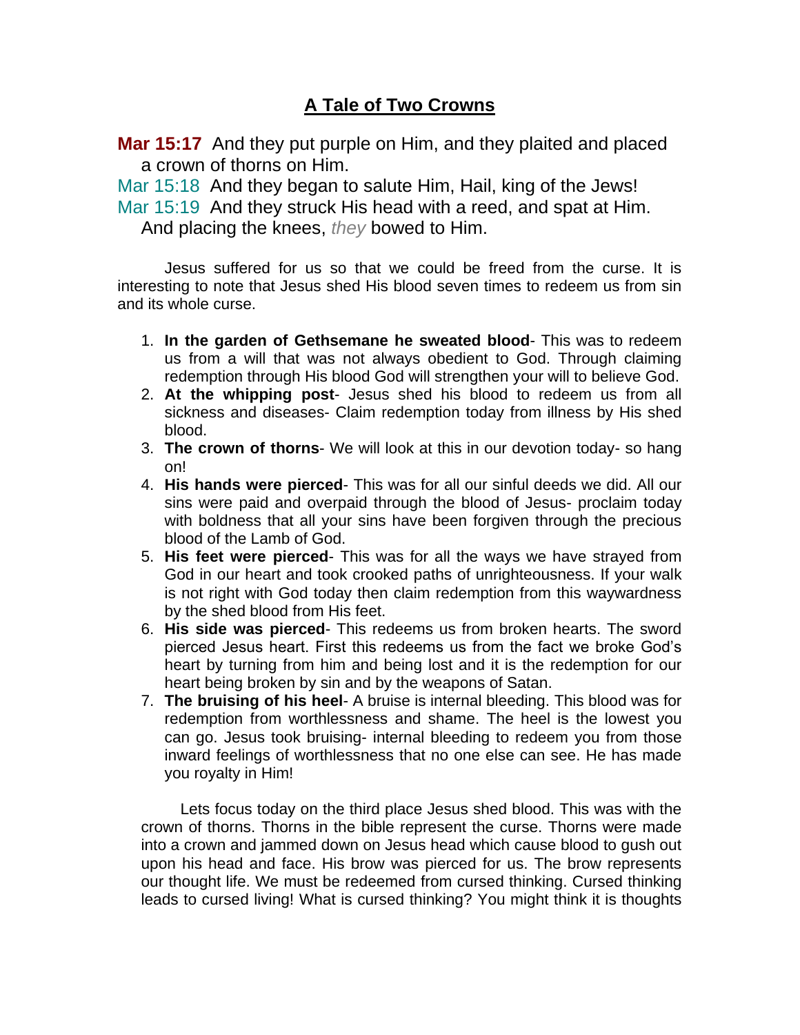# A Tale of Two Crowns

**Mar 15:17** And they put purple on Him, and they plaited and placed a crown of thorns on Him.

Mar 15:18 And they began to salute Him, Hail, king of the Jews!

Mar 15:19 And they struck His head with a reed, and spat at Him. And placing the knees, *they* bowed to Him.

Jesus suffered for us so that we could be freed from the curse. It is interesting to note that Jesus shed His blood seven times to redeem us from sin and its whole curse.

1. **In the garden of Gethsemane he sweated blood**- This was to redeem us from a will that was not always obedient to God. Through claiming redemption through His blood God will strengthen your will to believe God.
2. **At the whipping post**- Jesus shed his blood to redeem us from all sickness and diseases- Claim redemption today from illness by His shed blood.
3. **The crown of thorns**- We will look at this in our devotion today- so hang on!
4. **His hands were pierced**- This was for all our sinful deeds we did. All our sins were paid and overpaid through the blood of Jesus- proclaim today with boldness that all your sins have been forgiven through the precious blood of the Lamb of God.
5. **His feet were pierced**- This was for all the ways we have strayed from God in our heart and took crooked paths of unrighteousness. If your walk is not right with God today then claim redemption from this waywardness by the shed blood from His feet.
6. **His side was pierced**- This redeems us from broken hearts. The sword pierced Jesus heart. First this redeems us from the fact we broke God's heart by turning from him and being lost and it is the redemption for our heart being broken by sin and by the weapons of Satan.
7. **The bruising of his heel**- A bruise is internal bleeding. This blood was for redemption from worthlessness and shame. The heel is the lowest you can go. Jesus took bruising- internal bleeding to redeem you from those inward feelings of worthlessness that no one else can see. He has made you royalty in Him!

Lets focus today on the third place Jesus shed blood. This was with the crown of thorns. Thorns in the bible represent the curse. Thorns were made into a crown and jammed down on Jesus head which cause blood to gush out upon his head and face. His brow was pierced for us. The brow represents our thought life. We must be redeemed from cursed thinking. Cursed thinking leads to cursed living! What is cursed thinking? You might think it is thoughts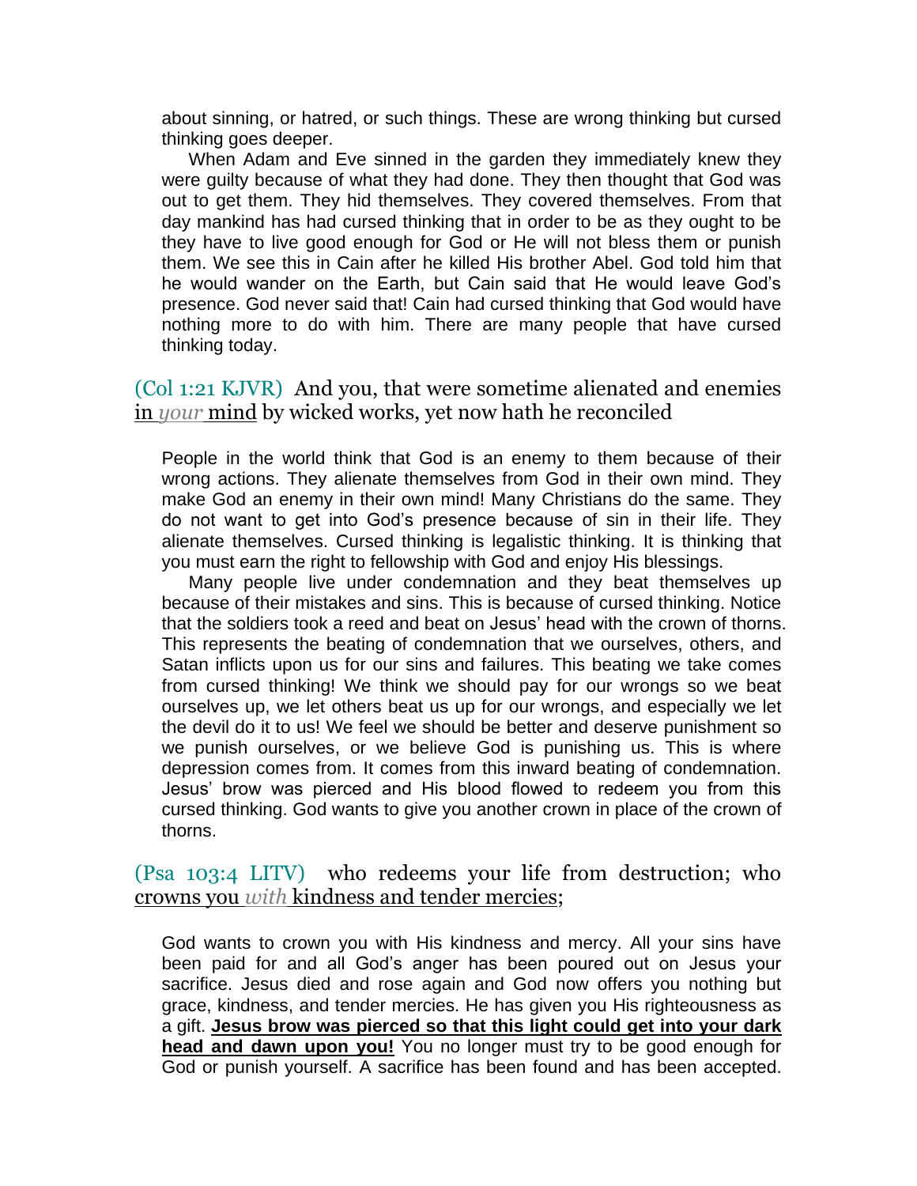about sinning, or hatred, or such things. These are wrong thinking but cursed thinking goes deeper.

When Adam and Eve sinned in the garden they immediately knew they were guilty because of what they had done. They then thought that God was out to get them. They hid themselves. They covered themselves. From that day mankind has had cursed thinking that in order to be as they ought to be they have to live good enough for God or He will not bless them or punish them. We see this in Cain after he killed His brother Abel. God told him that he would wander on the Earth, but Cain said that He would leave God's presence. God never said that! Cain had cursed thinking that God would have nothing more to do with him. There are many people that have cursed thinking today.

(Col 1:21 KJVR) And you, that were sometime alienated and enemies <u>in *your* mind</u> by wicked works, yet now hath he reconciled

People in the world think that God is an enemy to them because of their wrong actions. They alienate themselves from God in their own mind. They make God an enemy in their own mind! Many Christians do the same. They do not want to get into God's presence because of sin in their life. They alienate themselves. Cursed thinking is legalistic thinking. It is thinking that you must earn the right to fellowship with God and enjoy His blessings.

Many people live under condemnation and they beat themselves up because of their mistakes and sins. This is because of cursed thinking. Notice that the soldiers took a reed and beat on Jesus' head with the crown of thorns. This represents the beating of condemnation that we ourselves, others, and Satan inflicts upon us for our sins and failures. This beating we take comes from cursed thinking! We think we should pay for our wrongs so we beat ourselves up, we let others beat us up for our wrongs, and especially we let the devil do it to us! We feel we should be better and deserve punishment so we punish ourselves, or we believe God is punishing us. This is where depression comes from. It comes from this inward beating of condemnation. Jesus' brow was pierced and His blood flowed to redeem you from this cursed thinking. God wants to give you another crown in place of the crown of thorns.

(Psa 103:4 LITV) who redeems your life from destruction; who <u>crowns you *with* kindness and tender mercies</u>;

God wants to crown you with His kindness and mercy. All your sins have been paid for and all God's anger has been poured out on Jesus your sacrifice. Jesus died and rose again and God now offers you nothing but grace, kindness, and tender mercies. He has given you His righteousness as a gift. **<u>Jesus brow was pierced so that this light could get into your dark head and dawn upon you!</u>** You no longer must try to be good enough for God or punish yourself. A sacrifice has been found and has been accepted.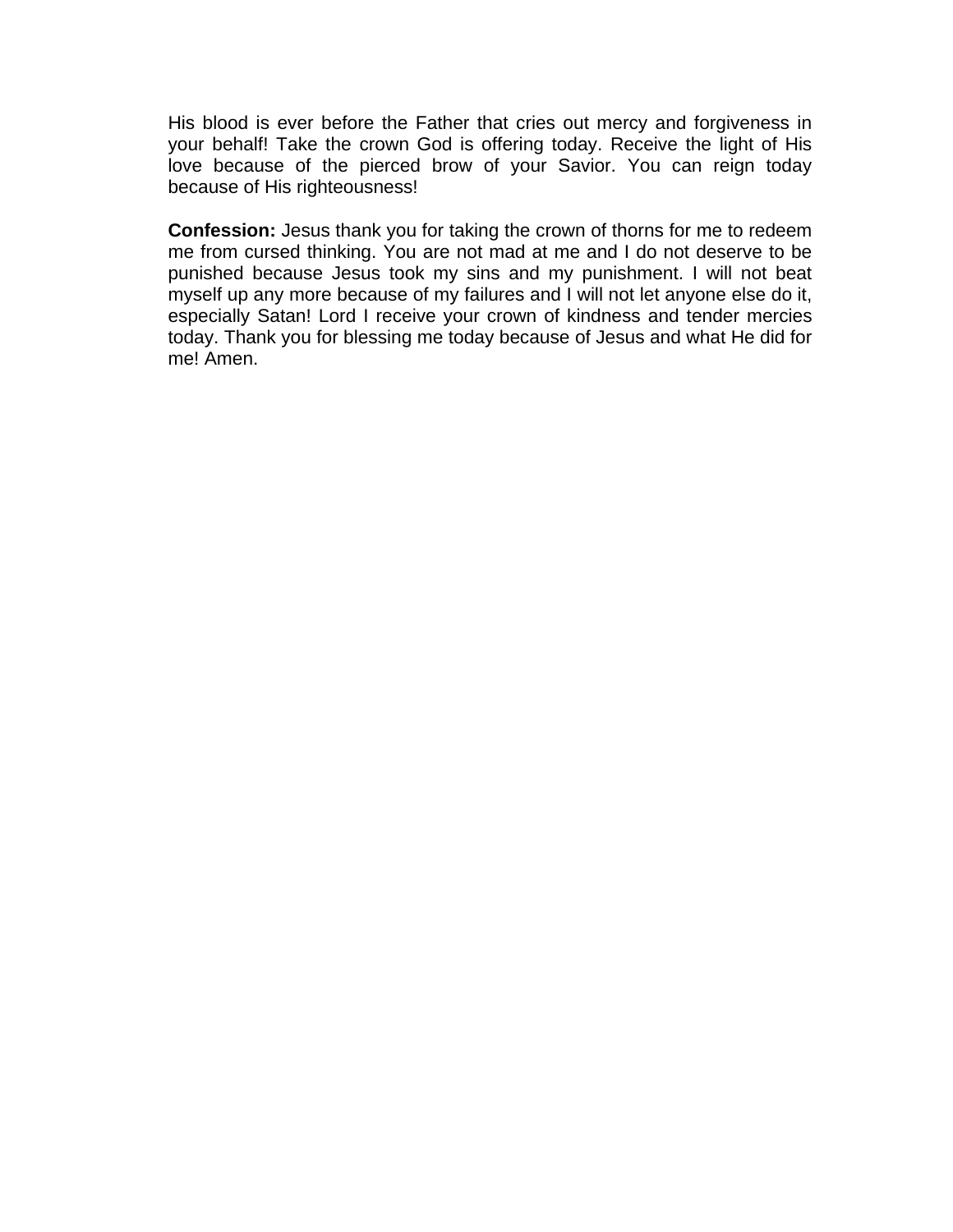His blood is ever before the Father that cries out mercy and forgiveness in your behalf! Take the crown God is offering today. Receive the light of His love because of the pierced brow of your Savior. You can reign today because of His righteousness!

**Confession:** Jesus thank you for taking the crown of thorns for me to redeem me from cursed thinking. You are not mad at me and I do not deserve to be punished because Jesus took my sins and my punishment. I will not beat myself up any more because of my failures and I will not let anyone else do it, especially Satan! Lord I receive your crown of kindness and tender mercies today. Thank you for blessing me today because of Jesus and what He did for me! Amen.